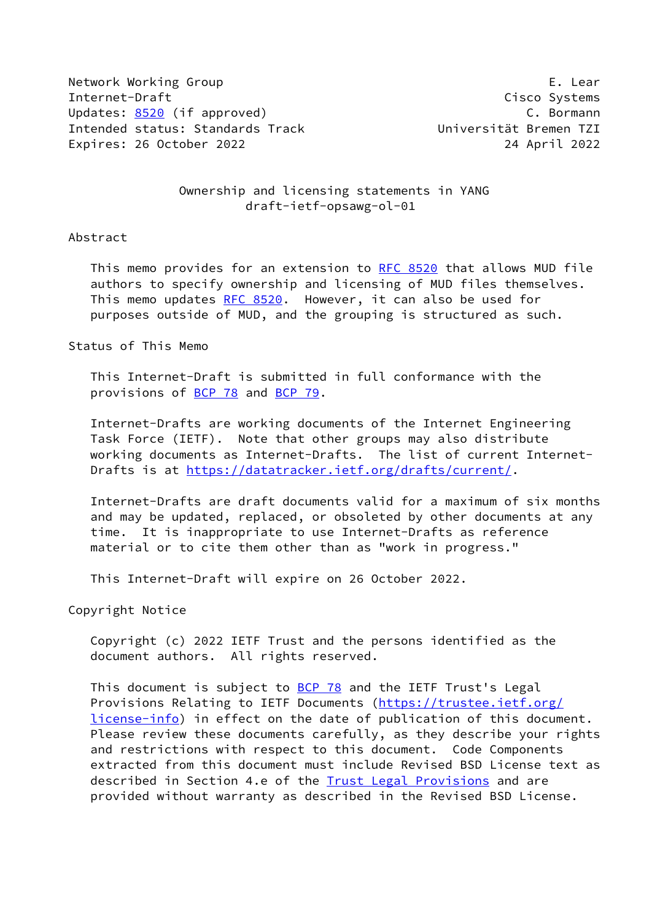Network Working Group E. Lear
Internet-Draft Cisco Systems
Updates: 8520 (if approved) C. Bormann
Intended status: Standards Track Universität Bremen TZI
Expires: 26 October 2022 24 April 2022

# Ownership and licensing statements in YANG
draft-ietf-opsawg-ol-01

## Abstract

This memo provides for an extension to RFC 8520 that allows MUD file authors to specify ownership and licensing of MUD files themselves. This memo updates RFC 8520. However, it can also be used for purposes outside of MUD, and the grouping is structured as such.

## Status of This Memo

This Internet-Draft is submitted in full conformance with the provisions of BCP 78 and BCP 79.

Internet-Drafts are working documents of the Internet Engineering Task Force (IETF). Note that other groups may also distribute working documents as Internet-Drafts. The list of current Internet-Drafts is at https://datatracker.ietf.org/drafts/current/.

Internet-Drafts are draft documents valid for a maximum of six months and may be updated, replaced, or obsoleted by other documents at any time. It is inappropriate to use Internet-Drafts as reference material or to cite them other than as "work in progress."

This Internet-Draft will expire on 26 October 2022.

## Copyright Notice

Copyright (c) 2022 IETF Trust and the persons identified as the document authors. All rights reserved.

This document is subject to BCP 78 and the IETF Trust's Legal Provisions Relating to IETF Documents (https://trustee.ietf.org/license-info) in effect on the date of publication of this document. Please review these documents carefully, as they describe your rights and restrictions with respect to this document. Code Components extracted from this document must include Revised BSD License text as described in Section 4.e of the Trust Legal Provisions and are provided without warranty as described in the Revised BSD License.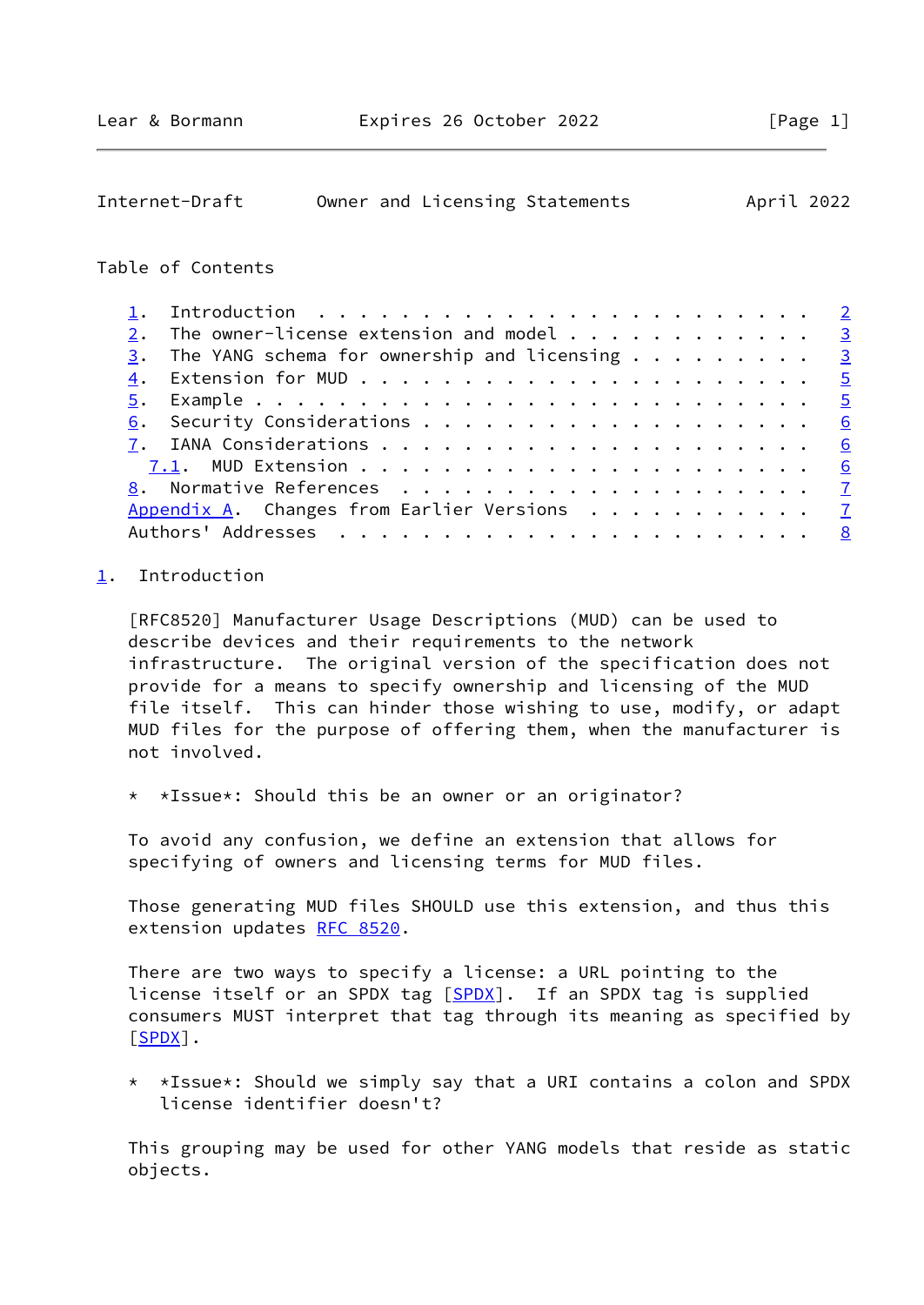Table of Contents

- 1. Introduction . . . . . . . . . . . . . . . . . . . . . . . . 2
- 2. The owner-license extension and model . . . . . . . . . . . . 3
- 3. The YANG schema for ownership and licensing . . . . . . . . . 3
- 4. Extension for MUD . . . . . . . . . . . . . . . . . . . . . . 5
- 5. Example . . . . . . . . . . . . . . . . . . . . . . . . . . . 5
- 6. Security Considerations . . . . . . . . . . . . . . . . . . . 6
- 7. IANA Considerations . . . . . . . . . . . . . . . . . . . . . 6
  - 7.1. MUD Extension . . . . . . . . . . . . . . . . . . . . . . 6
- 8. Normative References . . . . . . . . . . . . . . . . . . . . 7
- Appendix A. Changes from Earlier Versions . . . . . . . . . . . 7
- Authors' Addresses . . . . . . . . . . . . . . . . . . . . . . . 8

## 1. Introduction

[RFC8520] Manufacturer Usage Descriptions (MUD) can be used to describe devices and their requirements to the network infrastructure. The original version of the specification does not provide for a means to specify ownership and licensing of the MUD file itself. This can hinder those wishing to use, modify, or adapt MUD files for the purpose of offering them, when the manufacturer is not involved.

* *Issue*: Should this be an owner or an originator?

To avoid any confusion, we define an extension that allows for specifying of owners and licensing terms for MUD files.

Those generating MUD files SHOULD use this extension, and thus this extension updates RFC 8520.

There are two ways to specify a license: a URL pointing to the license itself or an SPDX tag [SPDX]. If an SPDX tag is supplied consumers MUST interpret that tag through its meaning as specified by [SPDX].

* *Issue*: Should we simply say that a URI contains a colon and SPDX license identifier doesn't?

This grouping may be used for other YANG models that reside as static objects.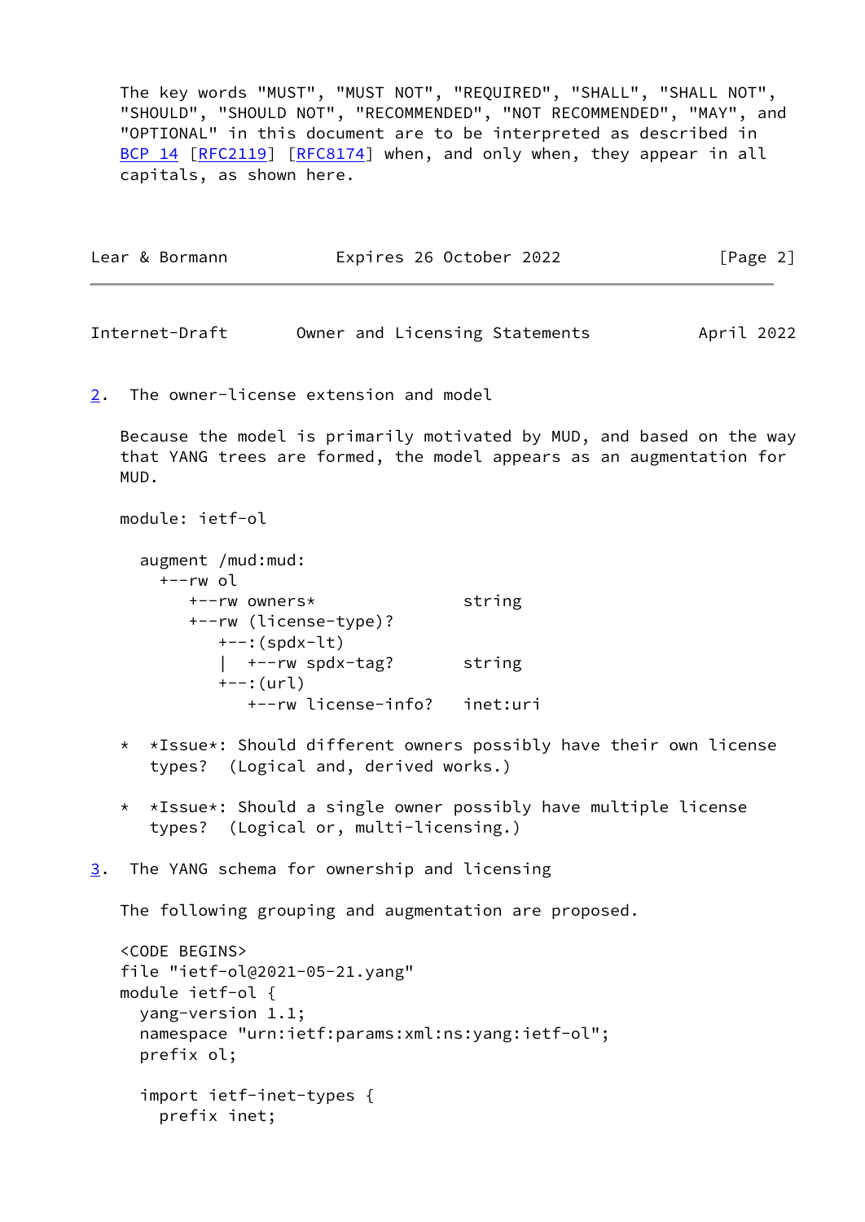The key words "MUST", "MUST NOT", "REQUIRED", "SHALL", "SHALL NOT", "SHOULD", "SHOULD NOT", "RECOMMENDED", "NOT RECOMMENDED", "MAY", and "OPTIONAL" in this document are to be interpreted as described in BCP 14 [RFC2119] [RFC8174] when, and only when, they appear in all capitals, as shown here.

## 2. The owner-license extension and model

Because the model is primarily motivated by MUD, and based on the way that YANG trees are formed, the model appears as an augmentation for MUD.

```
module: ietf-ol

  augment /mud:mud:
    +--rw ol
       +--rw owners*              string
       +--rw (license-type)?
          +--:(spdx-lt)
          |  +--rw spdx-tag?       string
          +--:(url)
             +--rw license-info?   inet:uri
```

* *Issue*: Should different owners possibly have their own license types? (Logical and, derived works.)
* *Issue*: Should a single owner possibly have multiple license types? (Logical or, multi-licensing.)

## 3. The YANG schema for ownership and licensing

The following grouping and augmentation are proposed.

```
<CODE BEGINS>
file "ietf-ol@2021-05-21.yang"
module ietf-ol {
  yang-version 1.1;
  namespace "urn:ietf:params:xml:ns:yang:ietf-ol";
  prefix ol;

  import ietf-inet-types {
    prefix inet;
```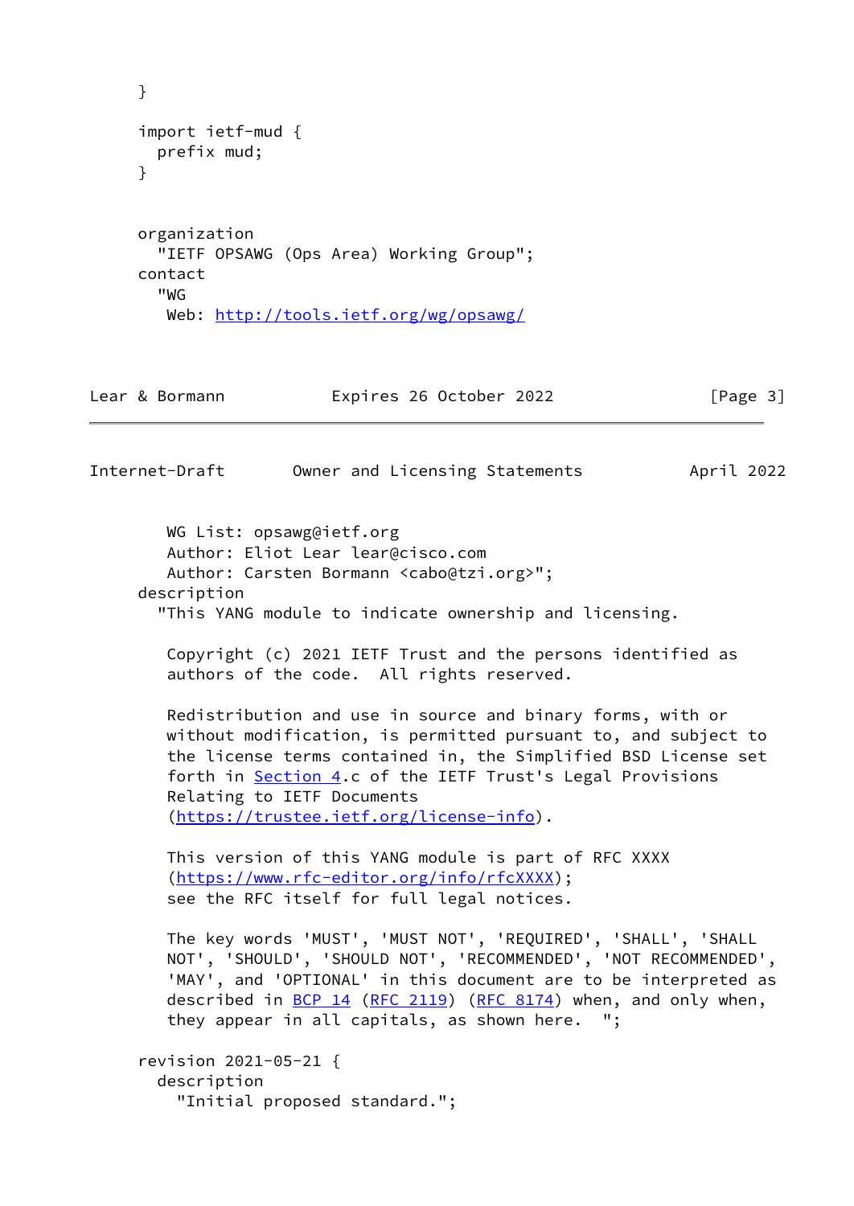```
     }

     import ietf-mud {
       prefix mud;
     }


     organization
       "IETF OPSAWG (Ops Area) Working Group";
     contact
       "WG
        Web: http://tools.ietf.org/wg/opsawg/
```

```
        WG List: opsawg@ietf.org
        Author: Eliot Lear lear@cisco.com
        Author: Carsten Bormann <cabo@tzi.org>";
     description
       "This YANG module to indicate ownership and licensing.

        Copyright (c) 2021 IETF Trust and the persons identified as
        authors of the code.  All rights reserved.

        Redistribution and use in source and binary forms, with or
        without modification, is permitted pursuant to, and subject to
        the license terms contained in, the Simplified BSD License set
        forth in Section 4.c of the IETF Trust's Legal Provisions
        Relating to IETF Documents
        (https://trustee.ietf.org/license-info).

        This version of this YANG module is part of RFC XXXX
        (https://www.rfc-editor.org/info/rfcXXXX);
        see the RFC itself for full legal notices.

        The key words 'MUST', 'MUST NOT', 'REQUIRED', 'SHALL', 'SHALL
        NOT', 'SHOULD', 'SHOULD NOT', 'RECOMMENDED', 'NOT RECOMMENDED',
        'MAY', and 'OPTIONAL' in this document are to be interpreted as
        described in BCP 14 (RFC 2119) (RFC 8174) when, and only when,
        they appear in all capitals, as shown here.  ";

     revision 2021-05-21 {
       description
         "Initial proposed standard.";
```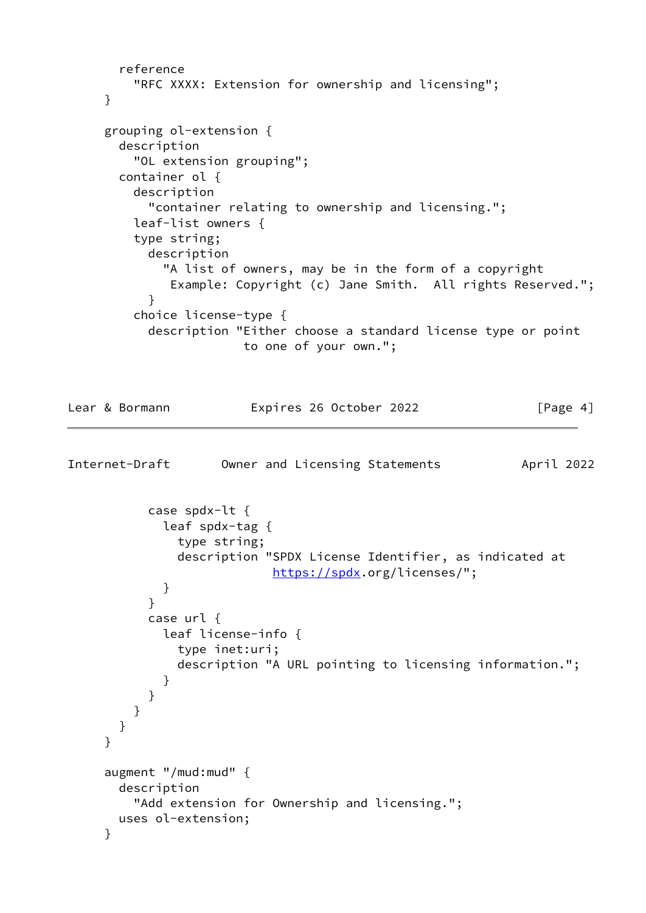```
       reference
         "RFC XXXX: Extension for ownership and licensing";
     }

     grouping ol-extension {
       description
         "OL extension grouping";
       container ol {
         description
           "container relating to ownership and licensing.";
         leaf-list owners {
         type string;
           description
             "A list of owners, may be in the form of a copyright
              Example: Copyright (c) Jane Smith.  All rights Reserved.";
           }
         choice license-type {
           description "Either choose a standard license type or point
                        to one of your own.";
           case spdx-lt {
             leaf spdx-tag {
               type string;
               description "SPDX License Identifier, as indicated at
                            https://spdx.org/licenses/";
             }
           }
           case url {
             leaf license-info {
               type inet:uri;
               description "A URL pointing to licensing information.";
             }
           }
         }
       }
     }

     augment "/mud:mud" {
       description
         "Add extension for Ownership and licensing.";
       uses ol-extension;
     }
```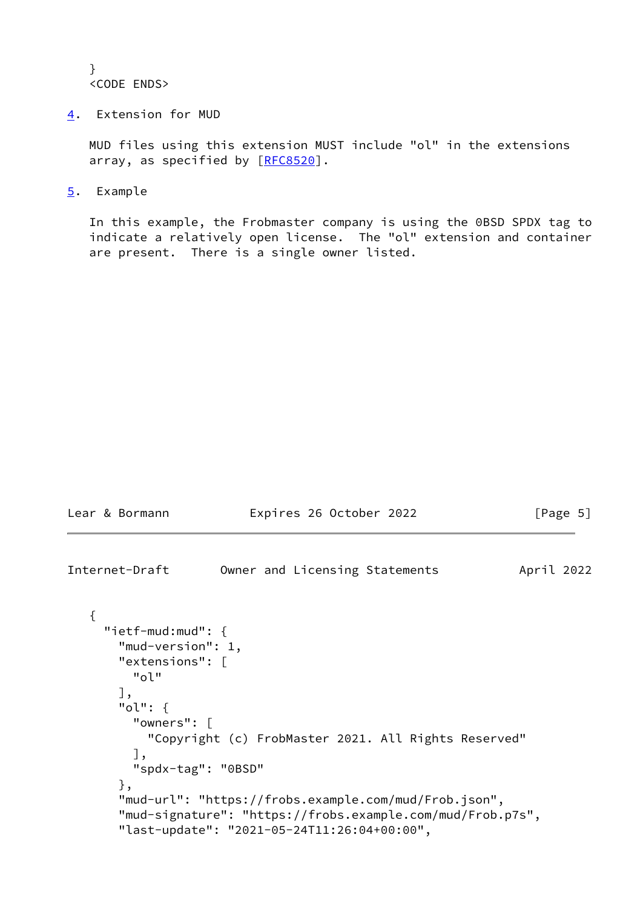```
}
<CODE ENDS>
```

## 4. Extension for MUD

MUD files using this extension MUST include "ol" in the extensions array, as specified by [RFC8520].

## 5. Example

In this example, the Frobmaster company is using the 0BSD SPDX tag to indicate a relatively open license. The "ol" extension and container are present. There is a single owner listed.

```
{
  "ietf-mud:mud": {
    "mud-version": 1,
    "extensions": [
      "ol"
    ],
    "ol": {
      "owners": [
        "Copyright (c) FrobMaster 2021. All Rights Reserved"
      ],
      "spdx-tag": "0BSD"
    },
    "mud-url": "https://frobs.example.com/mud/Frob.json",
    "mud-signature": "https://frobs.example.com/mud/Frob.p7s",
    "last-update": "2021-05-24T11:26:04+00:00",
```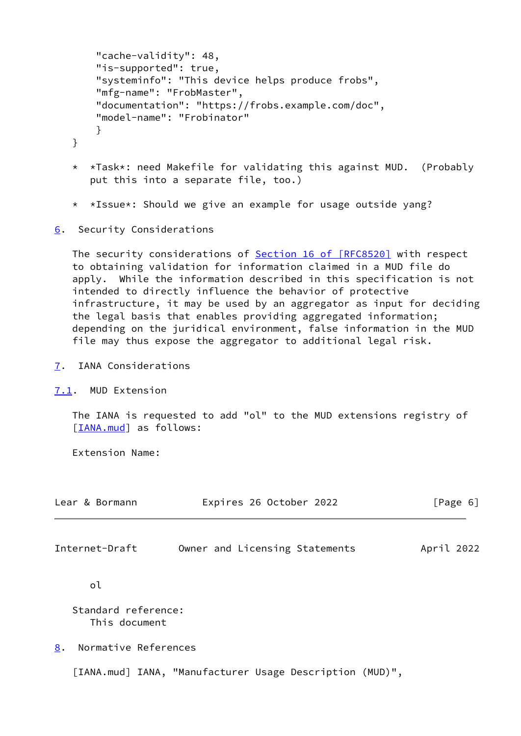```
      "cache-validity": 48,
      "is-supported": true,
      "systeminfo": "This device helps produce frobs",
      "mfg-name": "FrobMaster",
      "documentation": "https://frobs.example.com/doc",
      "model-name": "Frobinator"
      }
}
```

* *Task*: need Makefile for validating this against MUD. (Probably put this into a separate file, too.)

* *Issue*: Should we give an example for usage outside yang?

## 6. Security Considerations

The security considerations of Section 16 of [RFC8520] with respect to obtaining validation for information claimed in a MUD file do apply. While the information described in this specification is not intended to directly influence the behavior of protective infrastructure, it may be used by an aggregator as input for deciding the legal basis that enables providing aggregated information; depending on the juridical environment, false information in the MUD file may thus expose the aggregator to additional legal risk.

## 7. IANA Considerations

### 7.1. MUD Extension

The IANA is requested to add "ol" to the MUD extensions registry of [IANA.mud] as follows:

Extension Name:
ol

Standard reference:
This document

## 8. Normative References

[IANA.mud] IANA, "Manufacturer Usage Description (MUD)",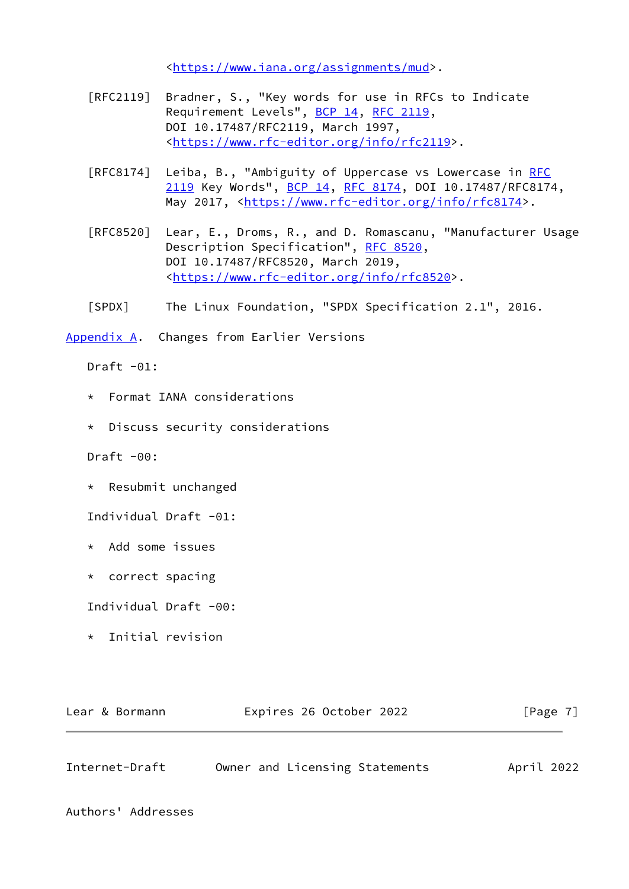<https://www.iana.org/assignments/mud>.

[RFC2119] Bradner, S., "Key words for use in RFCs to Indicate Requirement Levels", BCP 14, RFC 2119, DOI 10.17487/RFC2119, March 1997, <https://www.rfc-editor.org/info/rfc2119>.

[RFC8174] Leiba, B., "Ambiguity of Uppercase vs Lowercase in RFC 2119 Key Words", BCP 14, RFC 8174, DOI 10.17487/RFC8174, May 2017, <https://www.rfc-editor.org/info/rfc8174>.

[RFC8520] Lear, E., Droms, R., and D. Romascanu, "Manufacturer Usage Description Specification", RFC 8520, DOI 10.17487/RFC8520, March 2019, <https://www.rfc-editor.org/info/rfc8520>.

[SPDX] The Linux Foundation, "SPDX Specification 2.1", 2016.

## Appendix A. Changes from Earlier Versions

Draft -01:

* Format IANA considerations

* Discuss security considerations

Draft -00:

* Resubmit unchanged

Individual Draft -01:

* Add some issues

* correct spacing

Individual Draft -00:

* Initial revision

## Authors' Addresses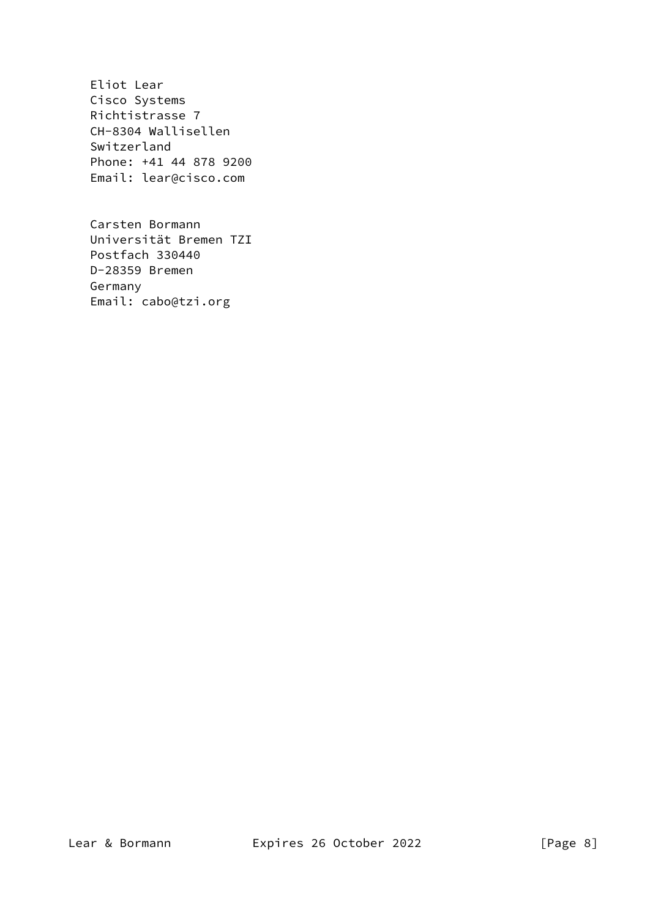Eliot Lear
Cisco Systems
Richtistrasse 7
CH-8304 Wallisellen
Switzerland
Phone: +41 44 878 9200
Email: lear@cisco.com

Carsten Bormann
Universität Bremen TZI
Postfach 330440
D-28359 Bremen
Germany
Email: cabo@tzi.org